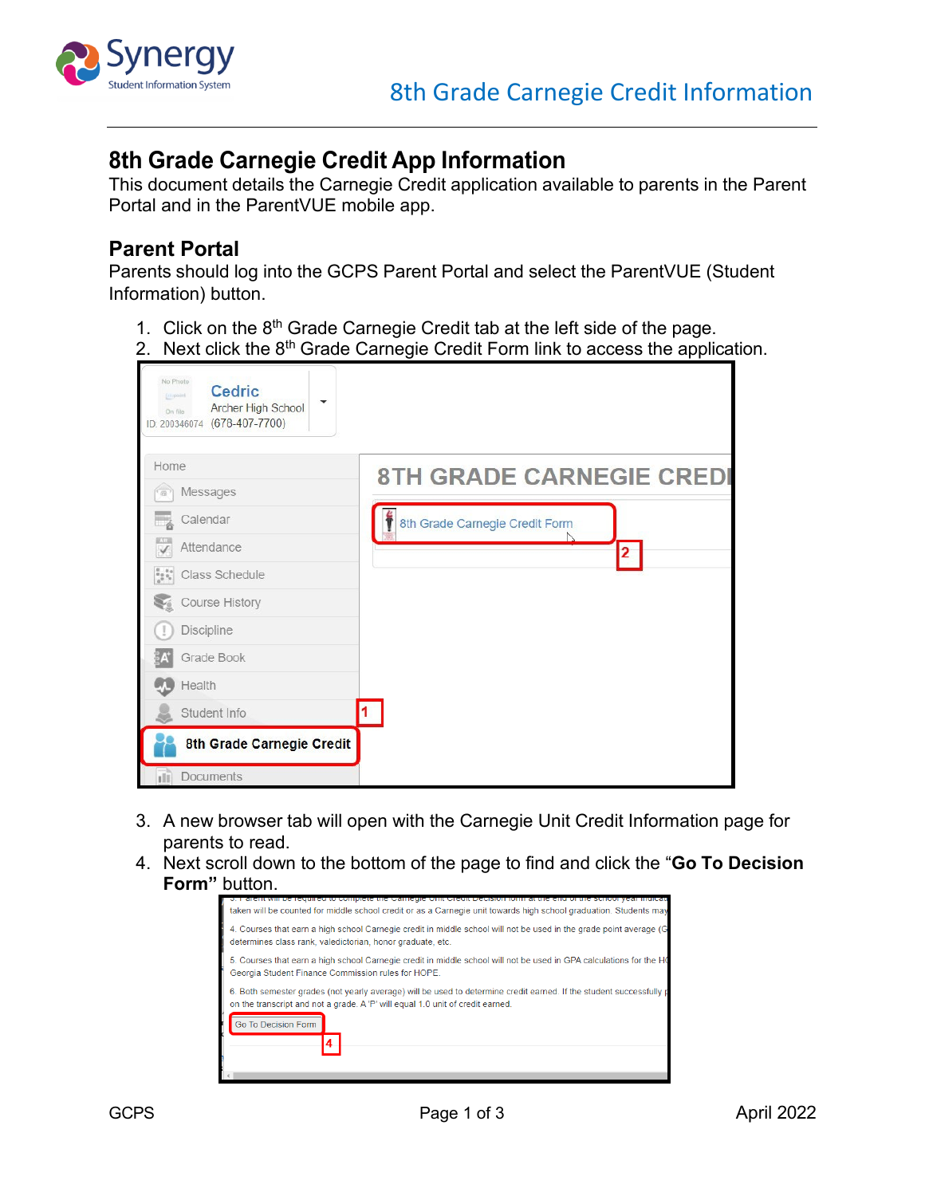# 8th Grade Carnegie Credit App Information

This document details the Carnegie Credit application available to parents in the Parent Portal and in the ParentVUE mobile app.

## Parent Portal

Parents should log into the GCPS Parent Portal and select the ParentVUE (Student Information) button.

1. Click on the 8th Grade Carnegie Credit tab at the left side of the page.
2. Next click the 8th Grade Carnegie Credit Form link to access the application.

3. A new browser tab will open with the Carnegie Unit Credit Information page for parents to read.
4. Next scroll down to the bottom of the page to find and click the "**Go To Decision Form"** button.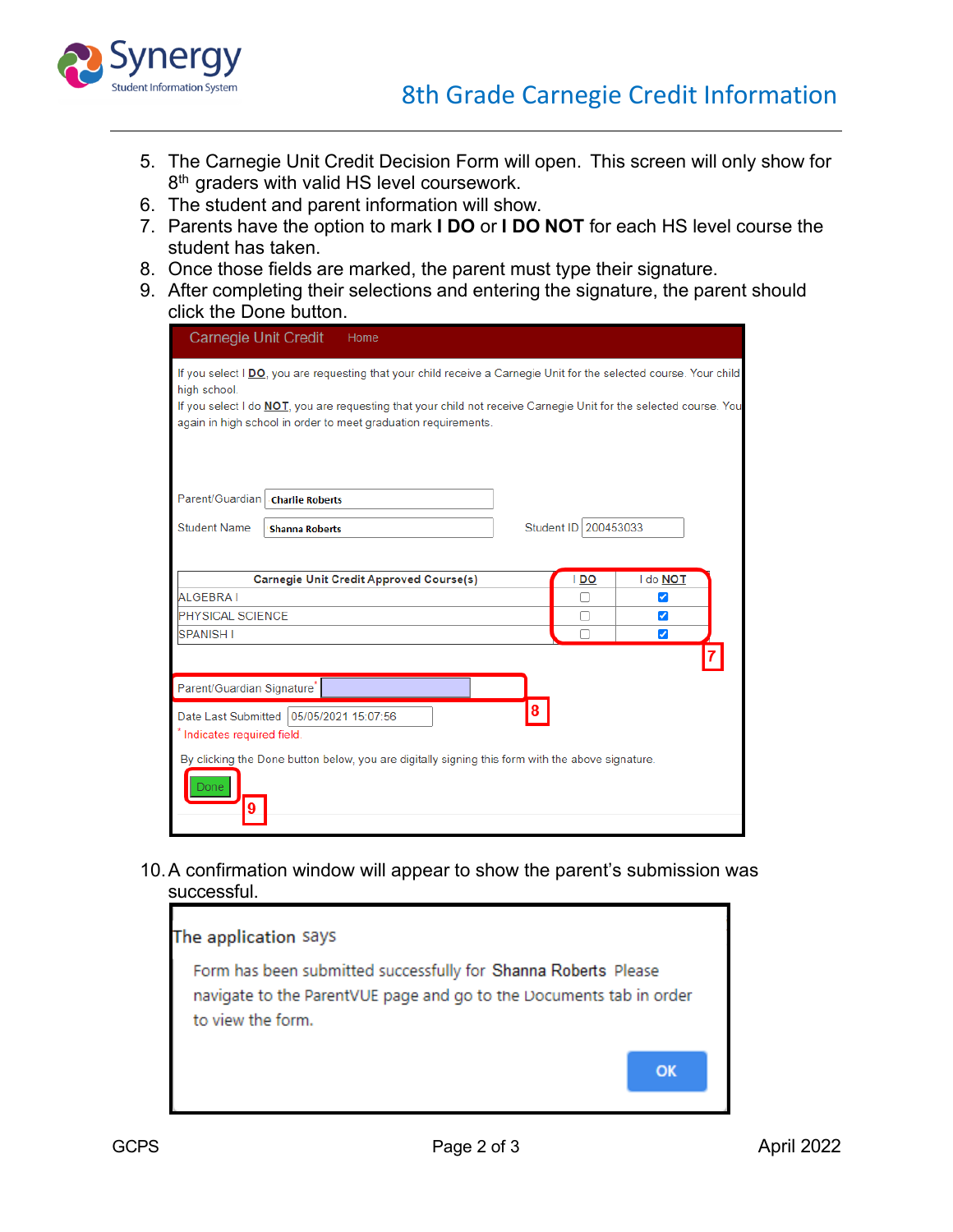5. The Carnegie Unit Credit Decision Form will open. This screen will only show for 8th graders with valid HS level coursework.
6. The student and parent information will show.
7. Parents have the option to mark **I DO** or **I DO NOT** for each HS level course the student has taken.
8. Once those fields are marked, the parent must type their signature.
9. After completing their selections and entering the signature, the parent should click the Done button.

Carnegie Unit Credit    Home

If you select I **DO**, you are requesting that your child receive a Carnegie Unit for the selected course. Your child high school.
If you select I do **NOT**, you are requesting that your child not receive Carnegie Unit for the selected course. You again in high school in order to meet graduation requirements.

Parent/Guardian: Charlie Roberts

Student Name: Shanna Roberts    Student ID: 200453033

| Carnegie Unit Credit Approved Course(s) | I DO | I do NOT |
|---|---|---|
| ALGEBRA I | ☐ | ☑ |
| PHYSICAL SCIENCE | ☐ | ☑ |
| SPANISH I | ☐ | ☑ |

7

Parent/Guardian Signature*

8

Date Last Submitted: 05/05/2021 15:07:56

* Indicates required field.

By clicking the Done button below, you are digitally signing this form with the above signature.

Done

9

10. A confirmation window will appear to show the parent's submission was successful.

The application says

Form has been submitted successfully for Shanna Roberts Please navigate to the ParentVUE page and go to the Documents tab in order to view the form.

OK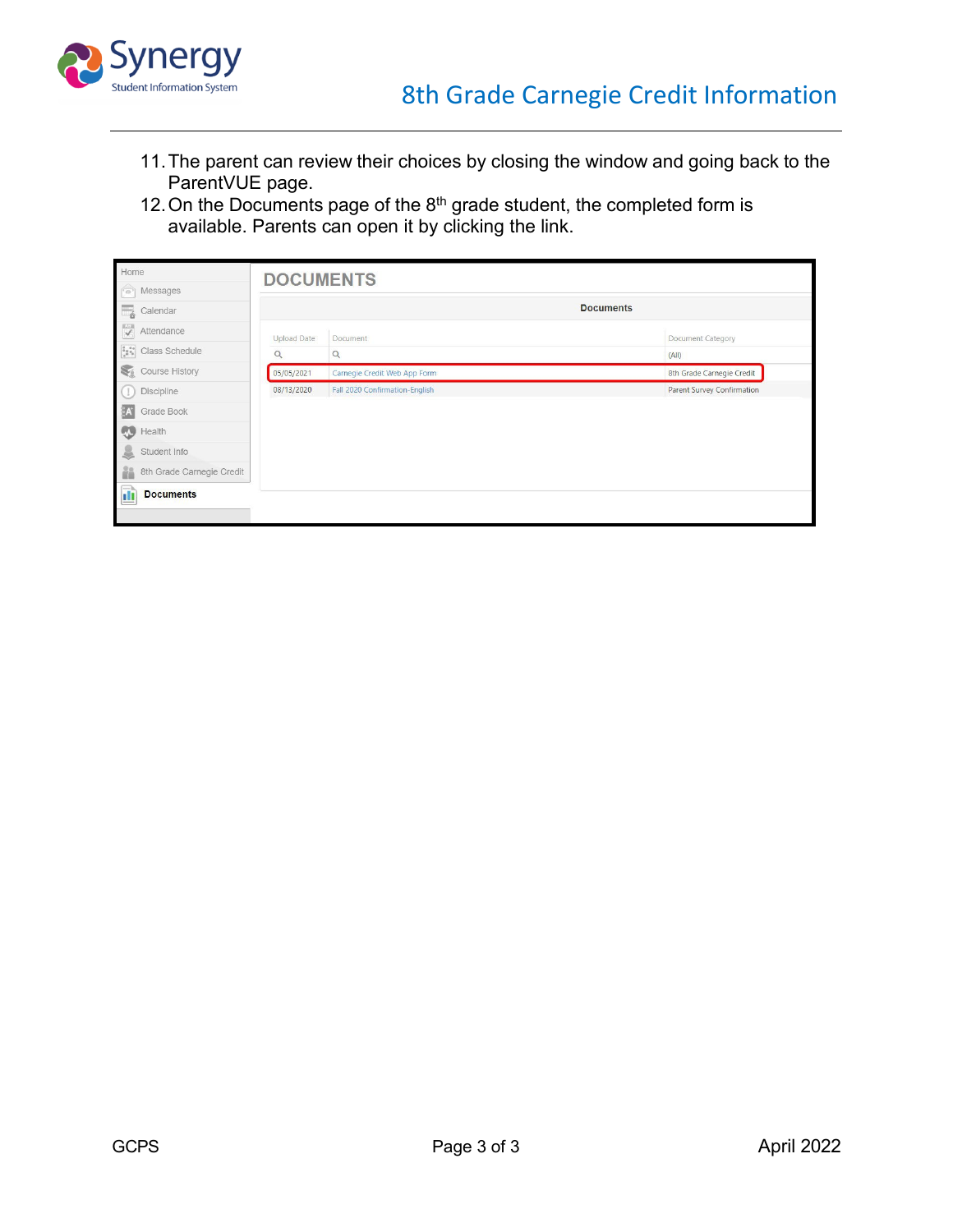11. The parent can review their choices by closing the window and going back to the ParentVUE page.
12. On the Documents page of the 8th grade student, the completed form is available. Parents can open it by clicking the link.